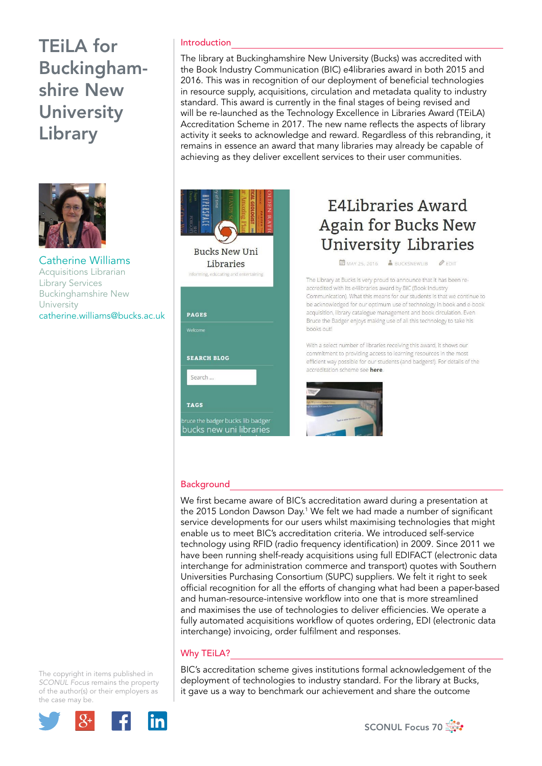# TEiLA for Buckinghamshire New University Library

Catherine Williams
Acquisitions Librarian
Library Services
Buckinghamshire New University
catherine.williams@bucks.ac.uk

## Introduction

The library at Buckinghamshire New University (Bucks) was accredited with the Book Industry Communication (BIC) e4libraries award in both 2015 and 2016. This was in recognition of our deployment of beneficial technologies in resource supply, acquisitions, circulation and metadata quality to industry standard. This award is currently in the final stages of being revised and will be re-launched as the Technology Excellence in Libraries Award (TEiLA) Accreditation Scheme in 2017. The new name reflects the aspects of library activity it seeks to acknowledge and reward. Regardless of this rebranding, it remains in essence an award that many libraries may already be capable of achieving as they deliver excellent services to their user communities.

## Background

We first became aware of BIC's accreditation award during a presentation at the 2015 London Dawson Day.[1] We felt we had made a number of significant service developments for our users whilst maximising technologies that might enable us to meet BIC's accreditation criteria. We introduced self-service technology using RFID (radio frequency identification) in 2009. Since 2011 we have been running shelf-ready acquisitions using full EDIFACT (electronic data interchange for administration commerce and transport) quotes with Southern Universities Purchasing Consortium (SUPC) suppliers. We felt it right to seek official recognition for all the efforts of changing what had been a paper-based and human-resource-intensive workflow into one that is more streamlined and maximises the use of technologies to deliver efficiencies. We operate a fully automated acquisitions workflow of quotes ordering, EDI (electronic data interchange) invoicing, order fulfilment and responses.

## Why TEiLA?

BIC's accreditation scheme gives institutions formal acknowledgement of the deployment of technologies to industry standard. For the library at Bucks, it gave us a way to benchmark our achievement and share the outcome

The copyright in items published in *SCONUL Focus* remains the property of the author(s) or their employers as the case may be.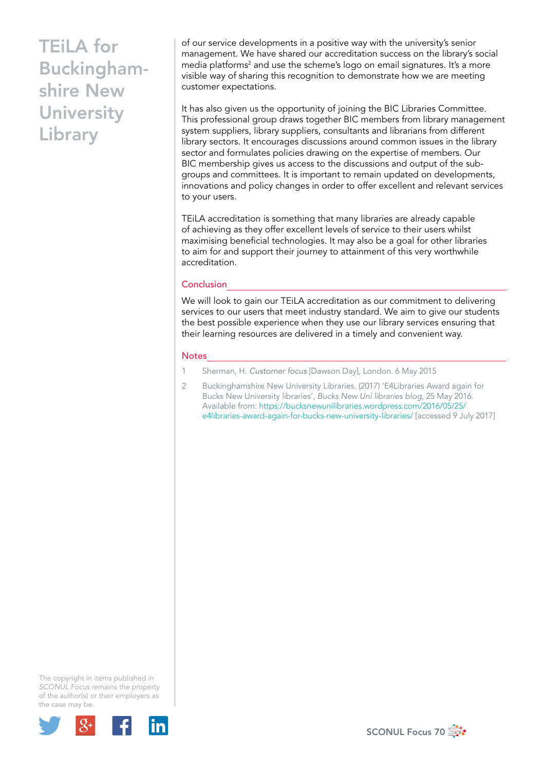of our service developments in a positive way with the university's senior management. We have shared our accreditation success on the library's social media platforms[2] and use the scheme's logo on email signatures. It's a more visible way of sharing this recognition to demonstrate how we are meeting customer expectations.

It has also given us the opportunity of joining the BIC Libraries Committee. This professional group draws together BIC members from library management system suppliers, library suppliers, consultants and librarians from different library sectors. It encourages discussions around common issues in the library sector and formulates policies drawing on the expertise of members. Our BIC membership gives us access to the discussions and output of the sub-groups and committees. It is important to remain updated on developments, innovations and policy changes in order to offer excellent and relevant services to your users.

TEiLA accreditation is something that many libraries are already capable of achieving as they offer excellent levels of service to their users whilst maximising beneficial technologies. It may also be a goal for other libraries to aim for and support their journey to attainment of this very worthwhile accreditation.

## Conclusion

We will look to gain our TEiLA accreditation as our commitment to delivering services to our users that meet industry standard. We aim to give our students the best possible experience when they use our library services ensuring that their learning resources are delivered in a timely and convenient way.

## Notes

1. Sherman, H. *Customer focus* [Dawson Day], London. 6 May 2015
2. Buckinghamshire New University Libraries. (2017) 'E4Libraries Award again for Bucks New University libraries', *Bucks New Uni libraries blog*, 25 May 2016. Available from: https://bucksnewunilibraries.wordpress.com/2016/05/25/e4libraries-award-again-for-bucks-new-university-libraries/ [accessed 9 July 2017]

The copyright in items published in *SCONUL Focus* remains the property of the author(s) or their employers as the case may be.